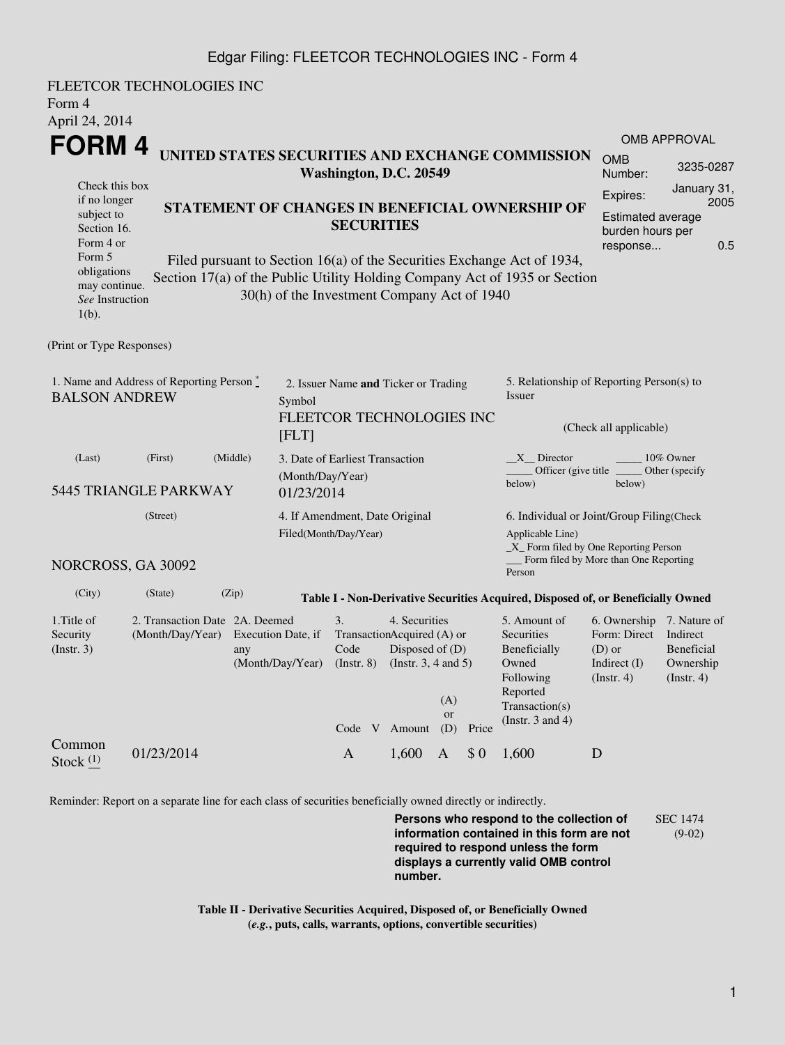FLEETCOR TECHNOLOGIES INC
Form 4
April 24, 2014

# FORM 4

**UNITED STATES SECURITIES AND EXCHANGE COMMISSION**
**Washington, D.C. 20549**

**STATEMENT OF CHANGES IN BENEFICIAL OWNERSHIP OF SECURITIES**

Filed pursuant to Section 16(a) of the Securities Exchange Act of 1934, Section 17(a) of the Public Utility Holding Company Act of 1935 or Section 30(h) of the Investment Company Act of 1940

Check this box if no longer subject to Section 16. Form 4 or Form 5 obligations may continue. *See* Instruction 1(b).

| OMB APPROVAL | |
|---|---|
| OMB Number: | 3235-0287 |
| Expires: | January 31, 2005 |
| Estimated average burden hours per response... | 0.5 |

(Print or Type Responses)

1. Name and Address of Reporting Person *
BALSON ANDREW

(Last) (First) (Middle)

5445 TRIANGLE PARKWAY

(Street)

NORCROSS, GA 30092

(City) (State) (Zip)

2. Issuer Name **and** Ticker or Trading Symbol
FLEETCOR TECHNOLOGIES INC [FLT]

3. Date of Earliest Transaction (Month/Day/Year)
01/23/2014

4. If Amendment, Date Original Filed(Month/Day/Year)

5. Relationship of Reporting Person(s) to Issuer

(Check all applicable)

\_\_X\_\_ Director \_\_\_\_\_ 10% Owner
\_\_\_\_\_ Officer (give title below) \_\_\_\_\_ Other (specify below)

6. Individual or Joint/Group Filing(Check Applicable Line)
\_X\_ Form filed by One Reporting Person
\_\_\_ Form filed by More than One Reporting Person

**Table I - Non-Derivative Securities Acquired, Disposed of, or Beneficially Owned**

| 1.Title of Security (Instr. 3) | 2. Transaction Date (Month/Day/Year) | 2A. Deemed Execution Date, if any (Month/Day/Year) | 3. Transaction Code (Instr. 8) | | 4. Securities Acquired (A) or Disposed of (D) (Instr. 3, 4 and 5) | | | 5. Amount of Securities Beneficially Owned Following Reported Transaction(s) (Instr. 3 and 4) | 6. Ownership Form: Direct (D) or Indirect (I) (Instr. 4) | 7. Nature of Indirect Beneficial Ownership (Instr. 4) |
|---|---|---|---|---|---|---|---|---|---|---|
| | | | Code | V | Amount | (A) or (D) | Price | | | |
| Common Stock (1) | 01/23/2014 | | A | | 1,600 | A | $ 0 | 1,600 | D | |

Reminder: Report on a separate line for each class of securities beneficially owned directly or indirectly.

**Persons who respond to the collection of information contained in this form are not required to respond unless the form displays a currently valid OMB control number.**

SEC 1474 (9-02)

**Table II - Derivative Securities Acquired, Disposed of, or Beneficially Owned**
**(*e.g.*, puts, calls, warrants, options, convertible securities)**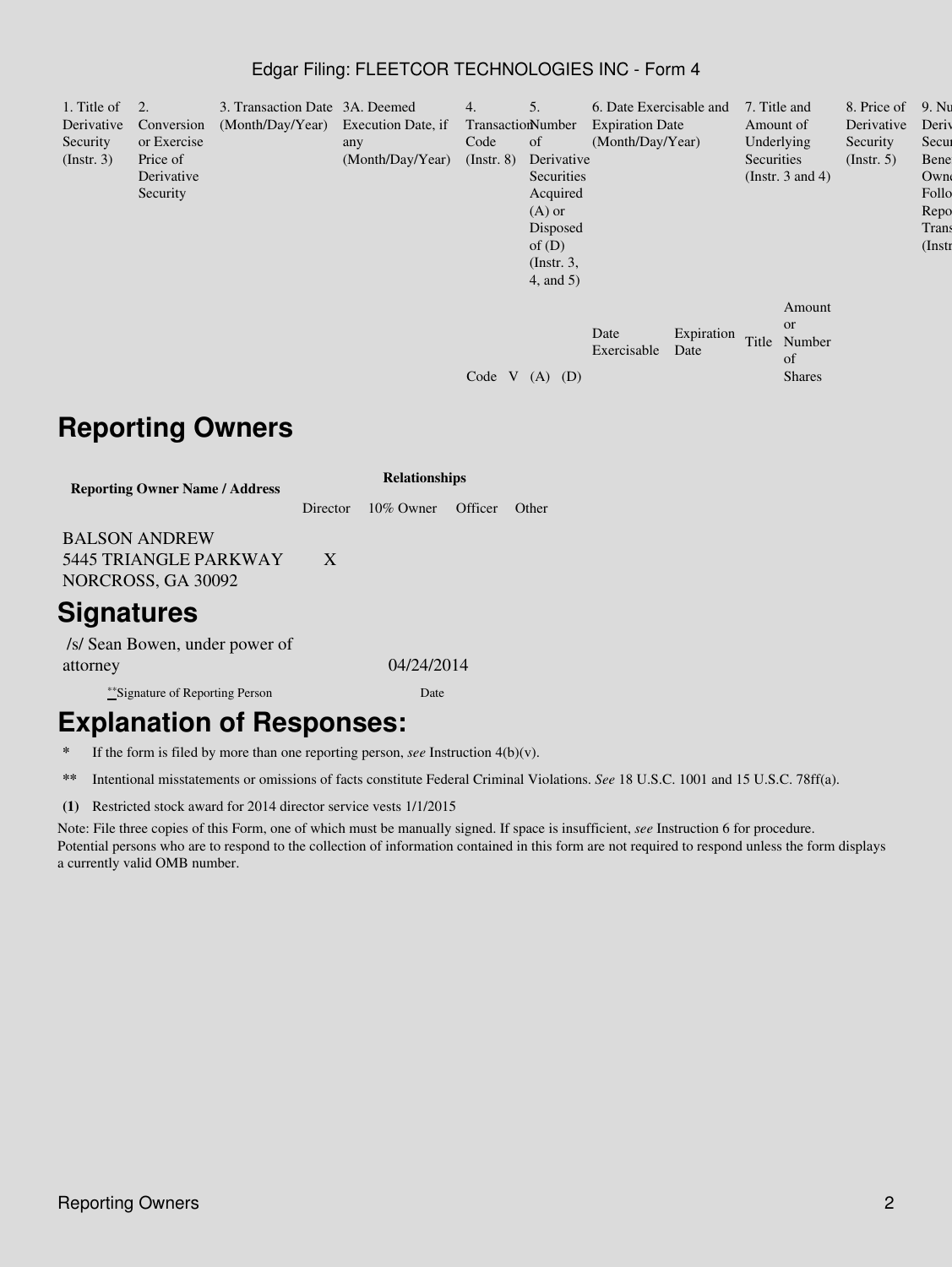| 1. Title of Derivative Security (Instr. 3) | 2. Conversion or Exercise Price of Derivative Security | 3. Transaction Date (Month/Day/Year) | 3A. Deemed Execution Date, if any (Month/Day/Year) | 4. Transaction Code (Instr. 8) | | 5. Number of Derivative Securities Acquired (A) or Disposed of (D) (Instr. 3, 4, and 5) | | 6. Date Exercisable and Expiration Date (Month/Day/Year) | | 7. Title and Amount of Underlying Securities (Instr. 3 and 4) | | 8. Price of Derivative Security (Instr. 5) | 9. Nu Deriv Secur Bene Owne Follo Repo Trans (Instr |
|---|---|---|---|---|---|---|---|---|---|---|---|---|---|
| | | | | Code | V | (A) | (D) | Date Exercisable | Expiration Date | Title | Amount or Number of Shares | | |

## Reporting Owners

| Reporting Owner Name / Address | Relationships | | | |
|---|---|---|---|---|
| | Director | 10% Owner | Officer | Other |
| BALSON ANDREW<br>5445 TRIANGLE PARKWAY<br>NORCROSS, GA 30092 | X | | | |

## Signatures

/s/ Sean Bowen, under power of attorney    04/24/2014

**Signature of Reporting Person    Date

## Explanation of Responses:

\* If the form is filed by more than one reporting person, *see* Instruction 4(b)(v).

** Intentional misstatements or omissions of facts constitute Federal Criminal Violations. *See* 18 U.S.C. 1001 and 15 U.S.C. 78ff(a).

**(1)** Restricted stock award for 2014 director service vests 1/1/2015

Note: File three copies of this Form, one of which must be manually signed. If space is insufficient, *see* Instruction 6 for procedure.
Potential persons who are to respond to the collection of information contained in this form are not required to respond unless the form displays a currently valid OMB number.